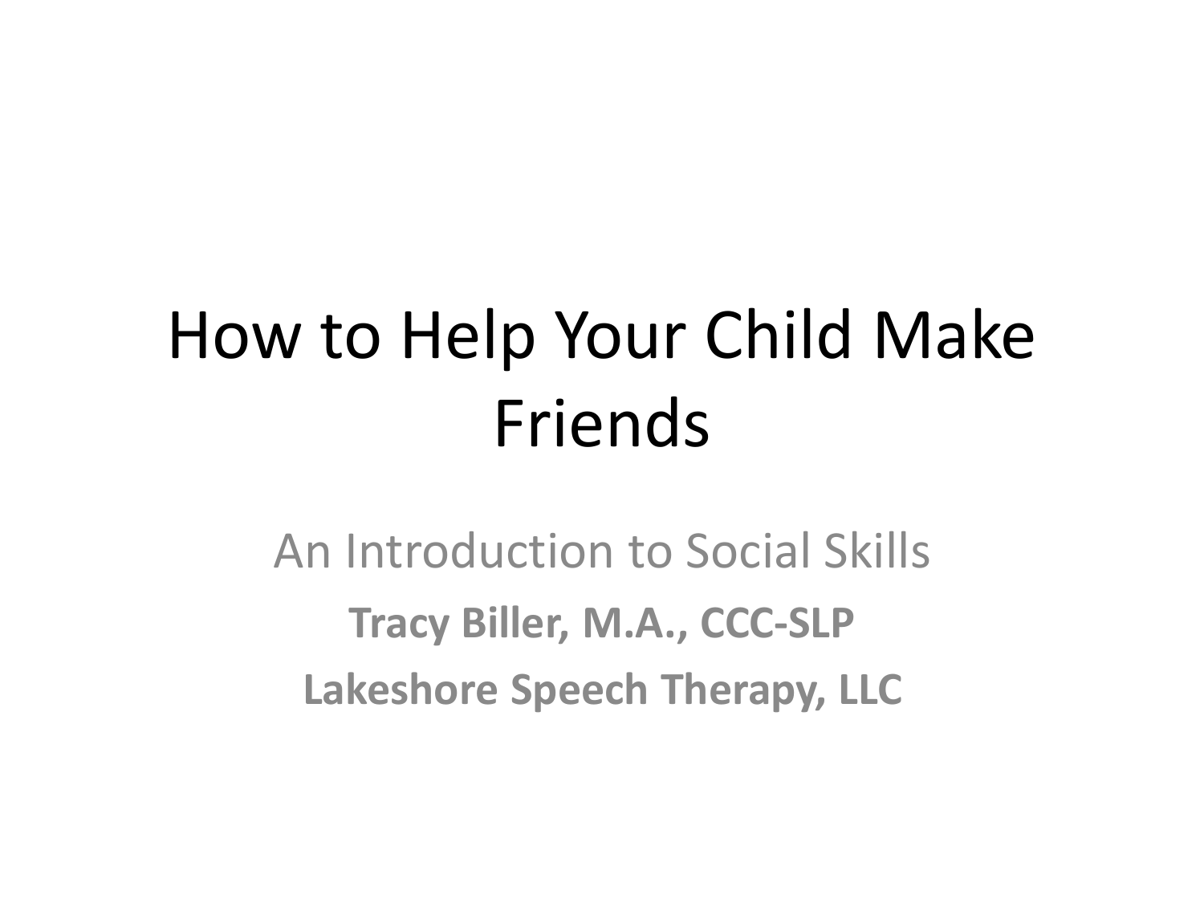# How to Help Your Child Make Friends

## An Introduction to Social Skills

**Tracy Biller, M.A., CCC-SLP**

**Lakeshore Speech Therapy, LLC**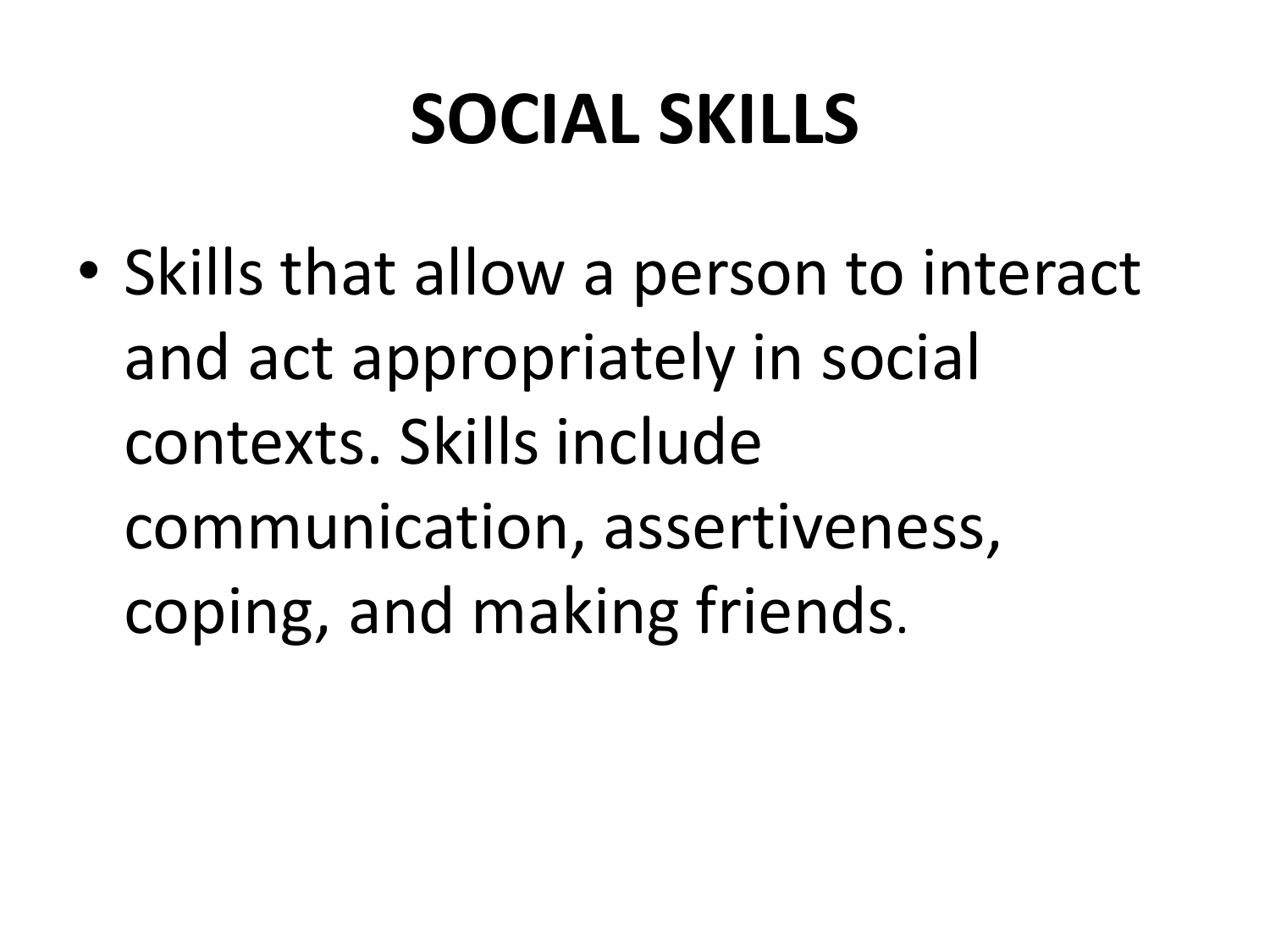# SOCIAL SKILLS

- Skills that allow a person to interact and act appropriately in social contexts. Skills include communication, assertiveness, coping, and making friends.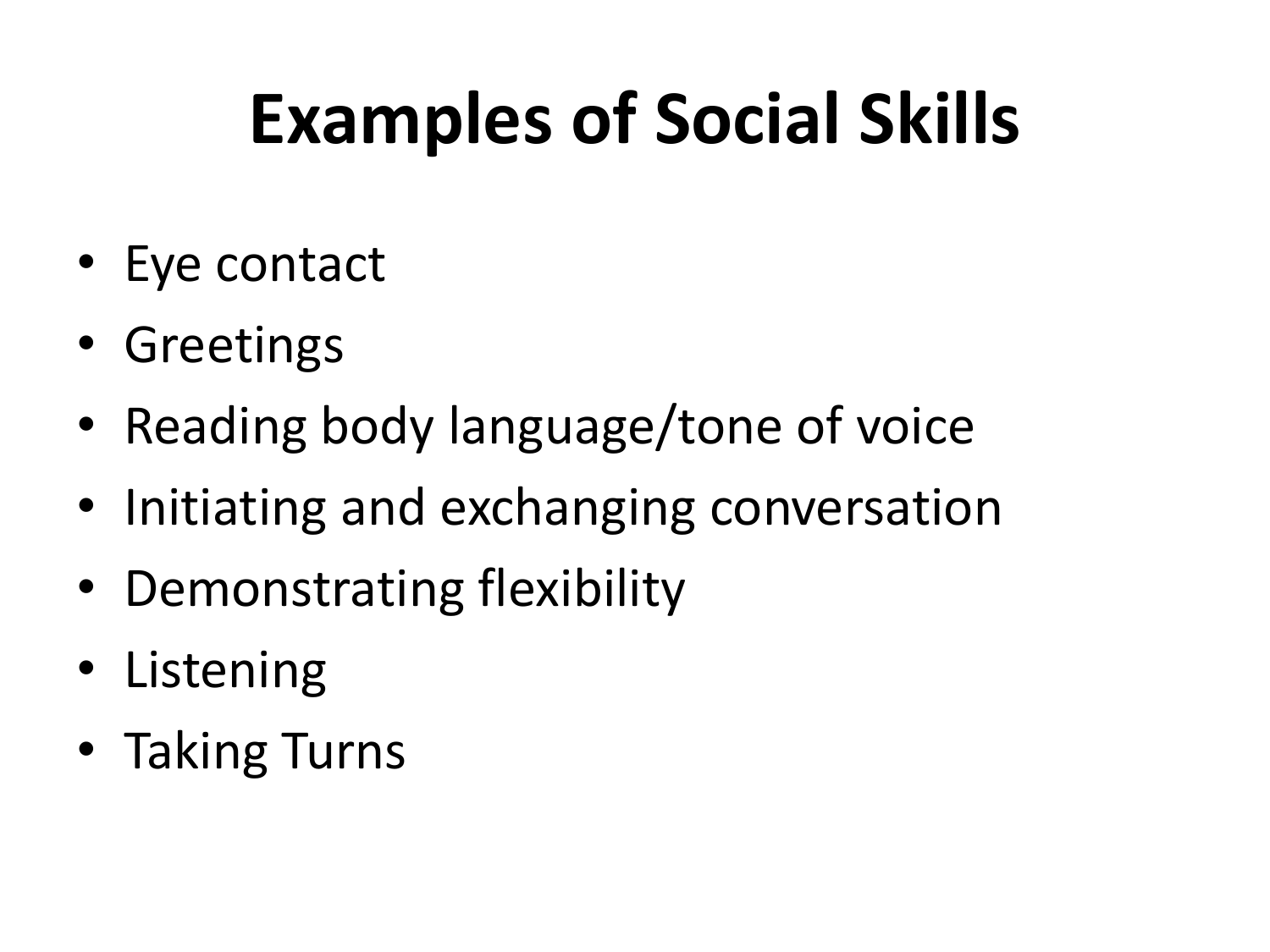# Examples of Social Skills

- Eye contact
- Greetings
- Reading body language/tone of voice
- Initiating and exchanging conversation
- Demonstrating flexibility
- Listening
- Taking Turns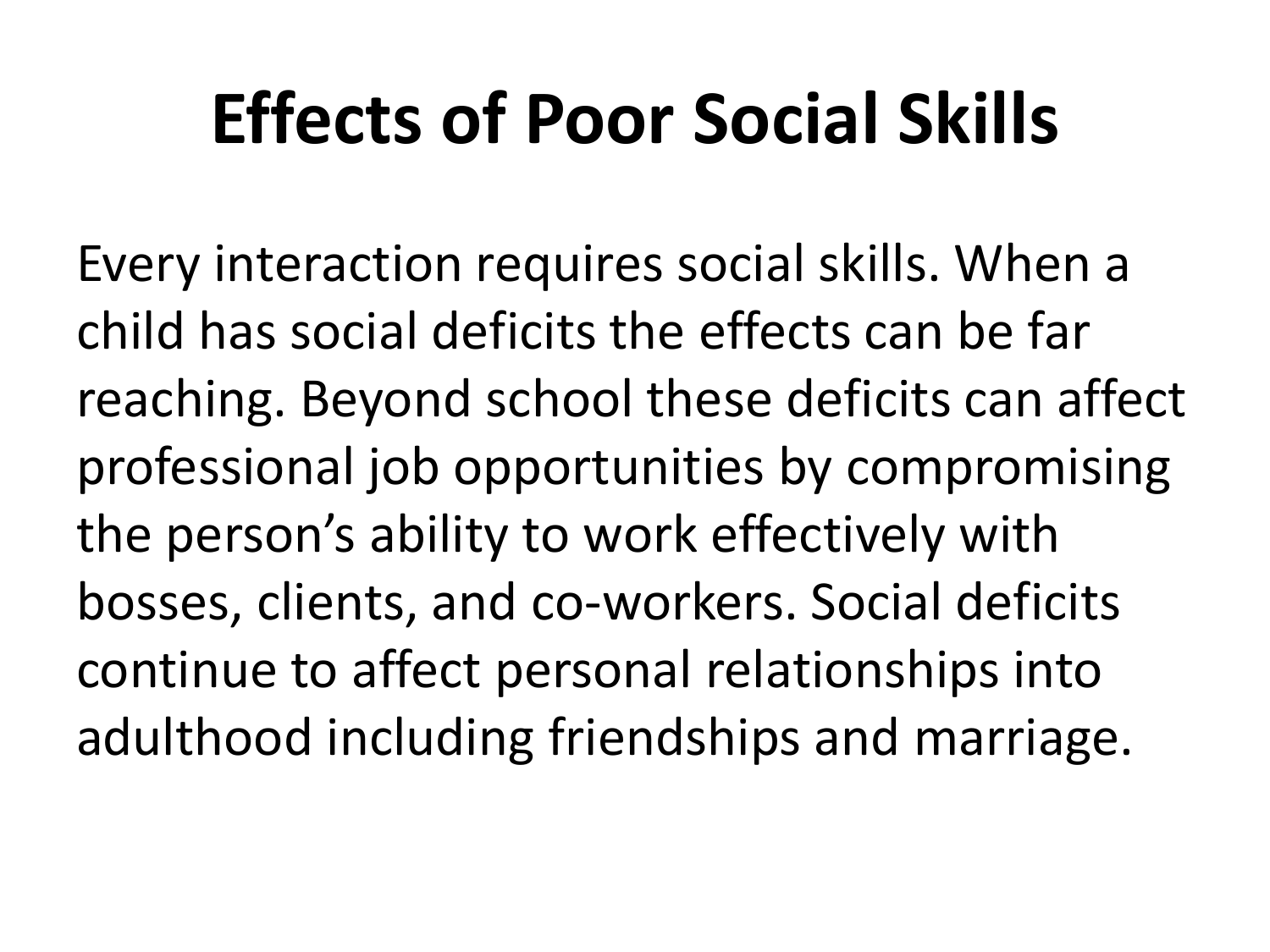# Effects of Poor Social Skills

Every interaction requires social skills. When a child has social deficits the effects can be far reaching. Beyond school these deficits can affect professional job opportunities by compromising the person's ability to work effectively with bosses, clients, and co-workers. Social deficits continue to affect personal relationships into adulthood including friendships and marriage.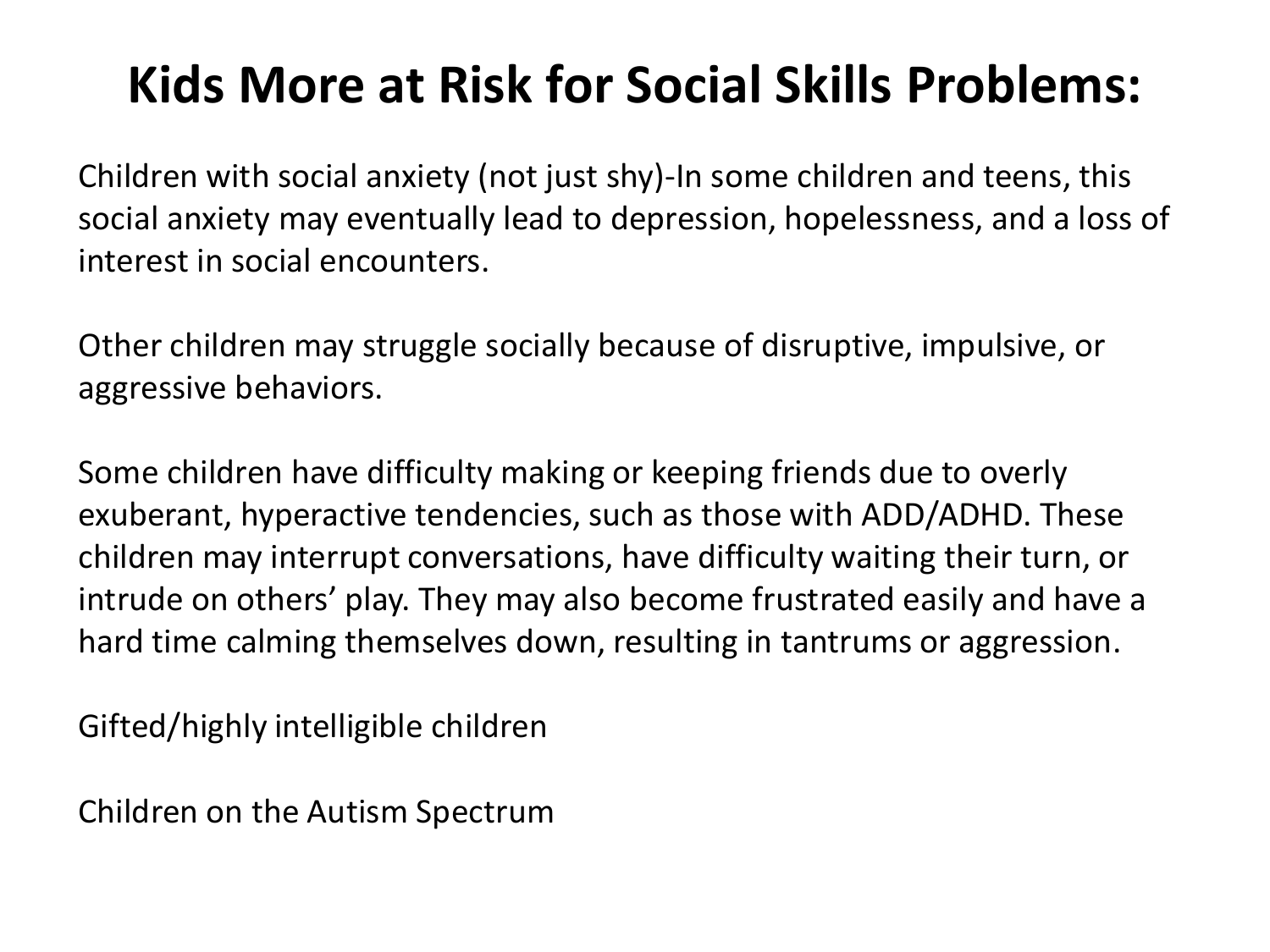# Kids More at Risk for Social Skills Problems:

Children with social anxiety (not just shy)-In some children and teens, this social anxiety may eventually lead to depression, hopelessness, and a loss of interest in social encounters.

Other children may struggle socially because of disruptive, impulsive, or aggressive behaviors.

Some children have difficulty making or keeping friends due to overly exuberant, hyperactive tendencies, such as those with ADD/ADHD. These children may interrupt conversations, have difficulty waiting their turn, or intrude on others' play. They may also become frustrated easily and have a hard time calming themselves down, resulting in tantrums or aggression.

Gifted/highly intelligible children

Children on the Autism Spectrum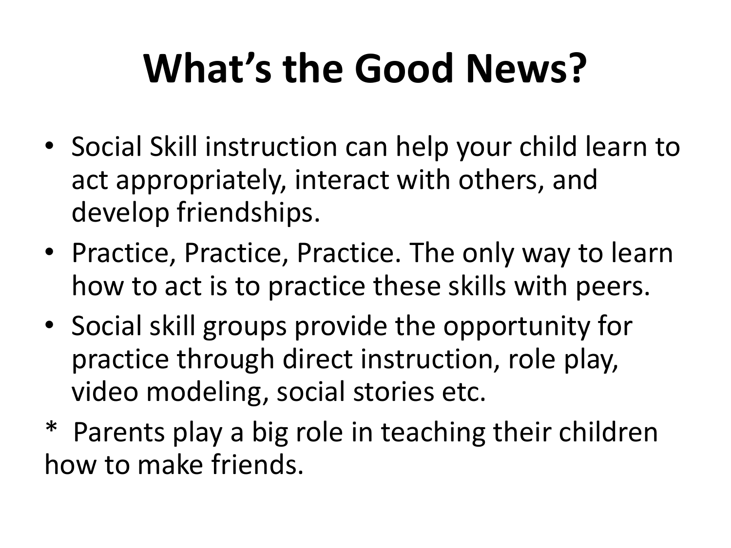# What's the Good News?

- Social Skill instruction can help your child learn to act appropriately, interact with others, and develop friendships.
- Practice, Practice, Practice. The only way to learn how to act is to practice these skills with peers.
- Social skill groups provide the opportunity for practice through direct instruction, role play, video modeling, social stories etc.

\* Parents play a big role in teaching their children how to make friends.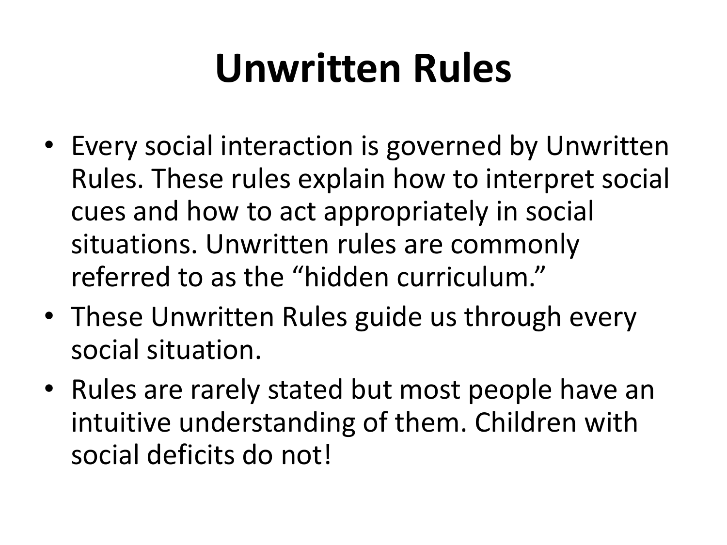# Unwritten Rules

- Every social interaction is governed by Unwritten Rules. These rules explain how to interpret social cues and how to act appropriately in social situations. Unwritten rules are commonly referred to as the “hidden curriculum.”
- These Unwritten Rules guide us through every social situation.
- Rules are rarely stated but most people have an intuitive understanding of them. Children with social deficits do not!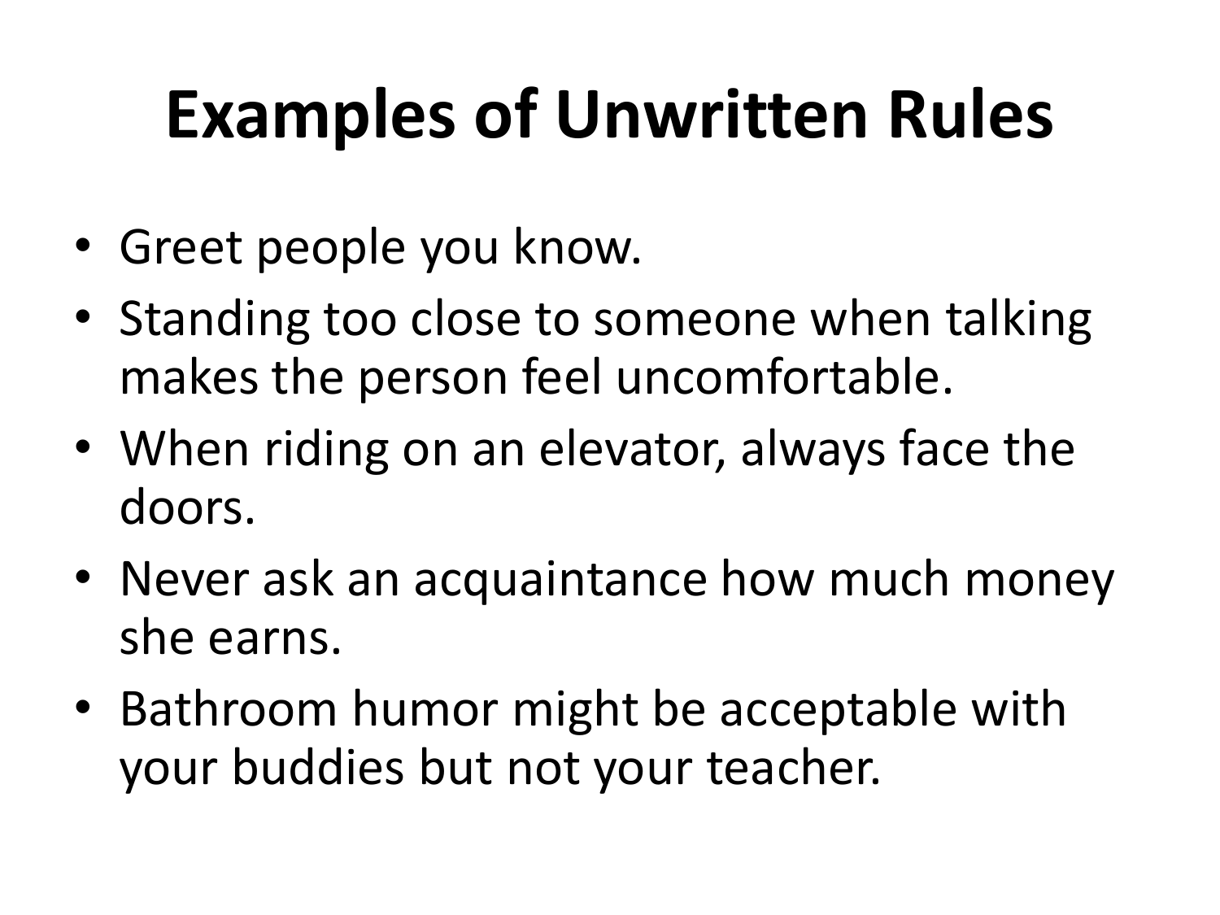# Examples of Unwritten Rules

- Greet people you know.
- Standing too close to someone when talking makes the person feel uncomfortable.
- When riding on an elevator, always face the doors.
- Never ask an acquaintance how much money she earns.
- Bathroom humor might be acceptable with your buddies but not your teacher.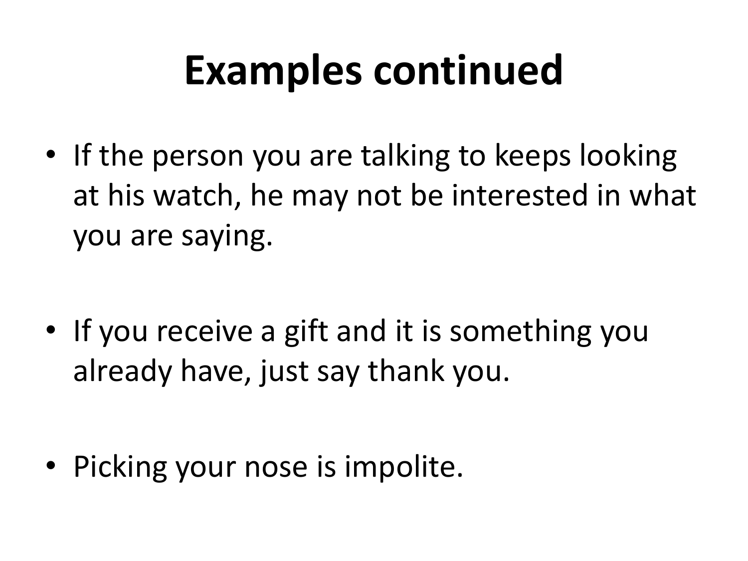# Examples continued

- If the person you are talking to keeps looking at his watch, he may not be interested in what you are saying.

- If you receive a gift and it is something you already have, just say thank you.

- Picking your nose is impolite.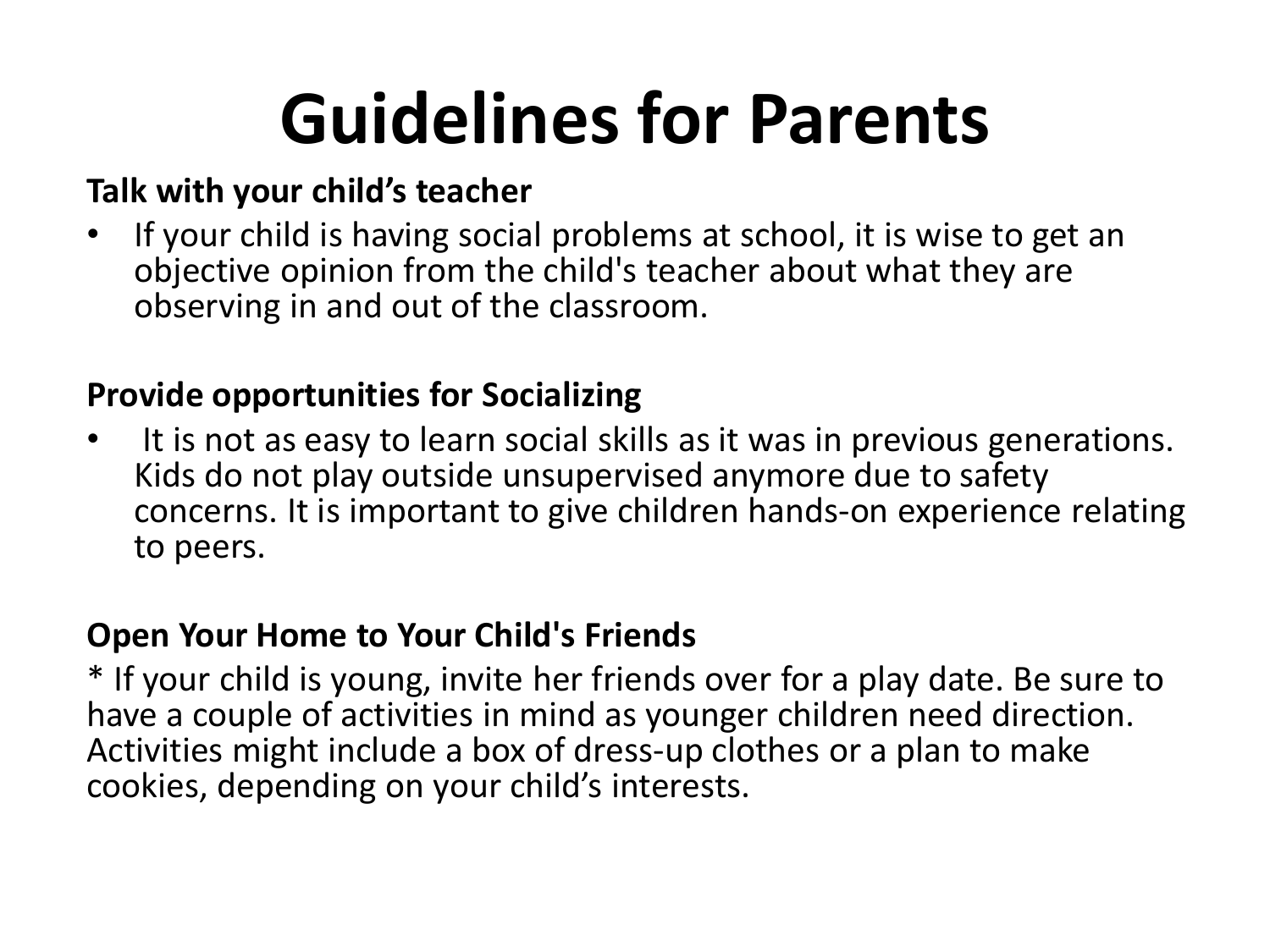# Guidelines for Parents

**Talk with your child's teacher**

- If your child is having social problems at school, it is wise to get an objective opinion from the child's teacher about what they are observing in and out of the classroom.

**Provide opportunities for Socializing**

- It is not as easy to learn social skills as it was in previous generations. Kids do not play outside unsupervised anymore due to safety concerns. It is important to give children hands-on experience relating to peers.

**Open Your Home to Your Child's Friends**

* If your child is young, invite her friends over for a play date. Be sure to have a couple of activities in mind as younger children need direction. Activities might include a box of dress-up clothes or a plan to make cookies, depending on your child's interests.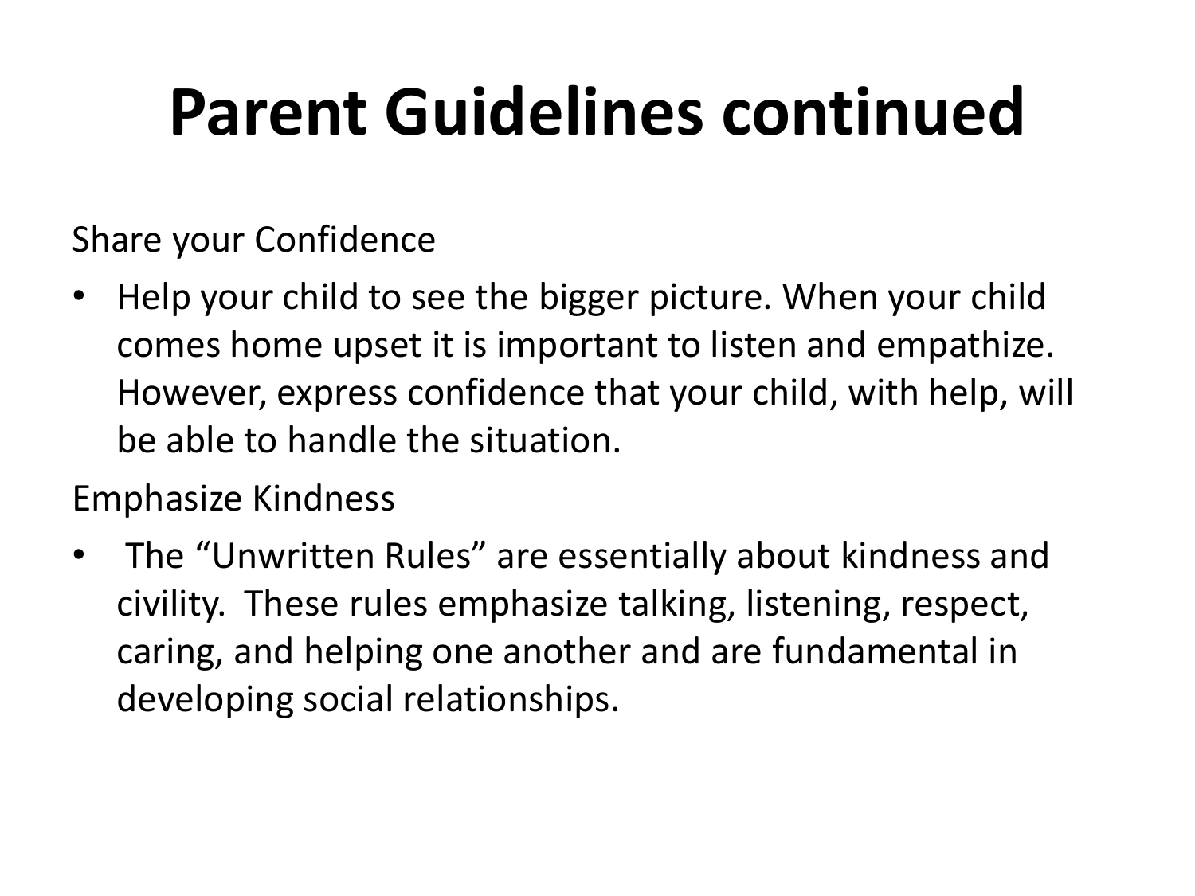# Parent Guidelines continued

Share your Confidence

- Help your child to see the bigger picture. When your child comes home upset it is important to listen and empathize. However, express confidence that your child, with help, will be able to handle the situation.

Emphasize Kindness

- The "Unwritten Rules" are essentially about kindness and civility. These rules emphasize talking, listening, respect, caring, and helping one another and are fundamental in developing social relationships.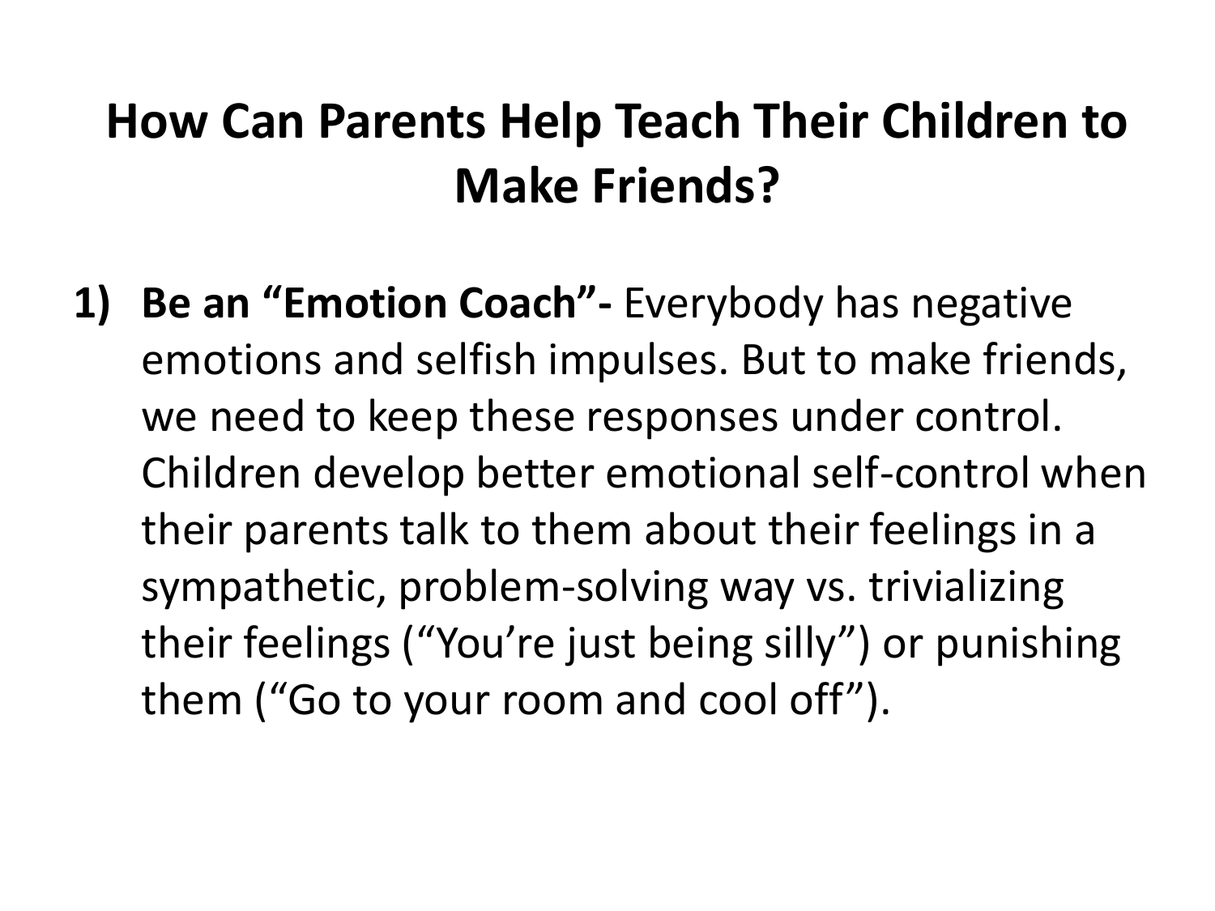# How Can Parents Help Teach Their Children to Make Friends?

1) **Be an "Emotion Coach"-** Everybody has negative emotions and selfish impulses. But to make friends, we need to keep these responses under control. Children develop better emotional self-control when their parents talk to them about their feelings in a sympathetic, problem-solving way vs. trivializing their feelings ("You're just being silly") or punishing them ("Go to your room and cool off").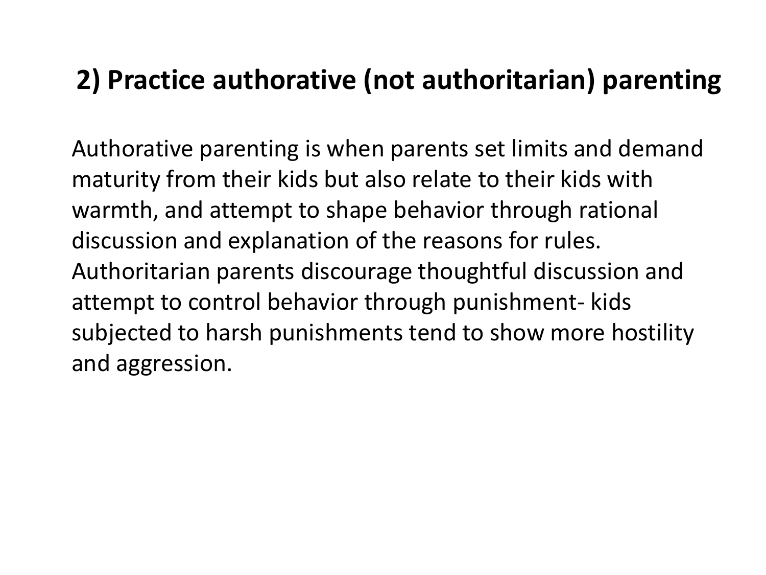## 2) Practice authorative (not authoritarian) parenting

Authorative parenting is when parents set limits and demand maturity from their kids but also relate to their kids with warmth, and attempt to shape behavior through rational discussion and explanation of the reasons for rules. Authoritarian parents discourage thoughtful discussion and attempt to control behavior through punishment- kids subjected to harsh punishments tend to show more hostility and aggression.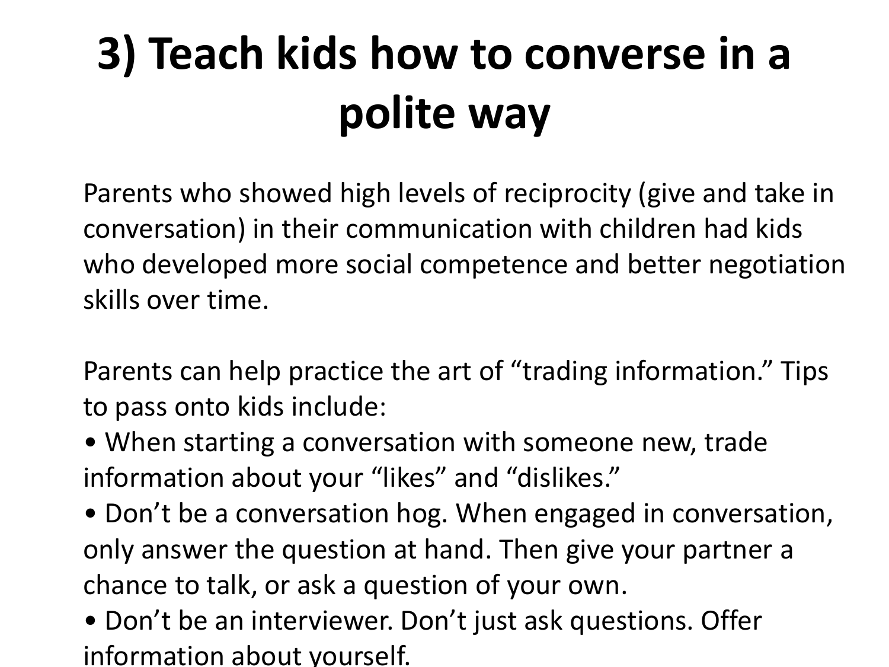# 3) Teach kids how to converse in a polite way

Parents who showed high levels of reciprocity (give and take in conversation) in their communication with children had kids who developed more social competence and better negotiation skills over time.

Parents can help practice the art of "trading information." Tips to pass onto kids include:

- When starting a conversation with someone new, trade information about your "likes" and "dislikes."
- Don't be a conversation hog. When engaged in conversation, only answer the question at hand. Then give your partner a chance to talk, or ask a question of your own.
- Don't be an interviewer. Don't just ask questions. Offer information about yourself.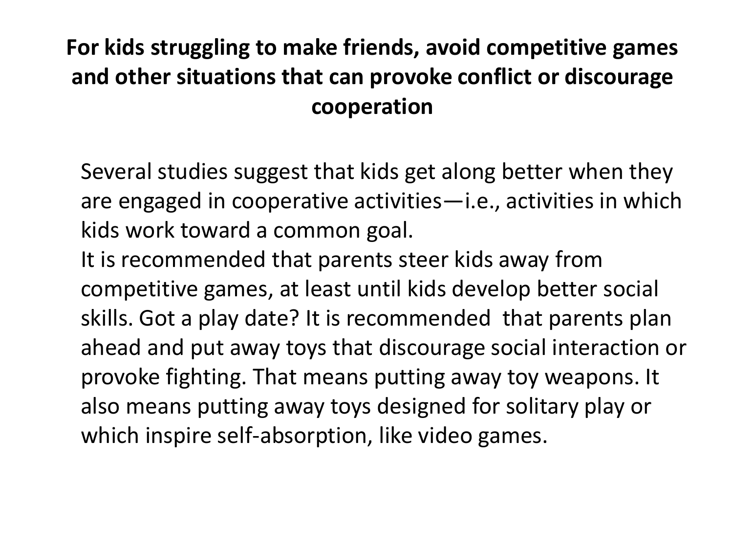## For kids struggling to make friends, avoid competitive games and other situations that can provoke conflict or discourage cooperation

Several studies suggest that kids get along better when they are engaged in cooperative activities—i.e., activities in which kids work toward a common goal.

It is recommended that parents steer kids away from competitive games, at least until kids develop better social skills. Got a play date? It is recommended that parents plan ahead and put away toys that discourage social interaction or provoke fighting. That means putting away toy weapons. It also means putting away toys designed for solitary play or which inspire self-absorption, like video games.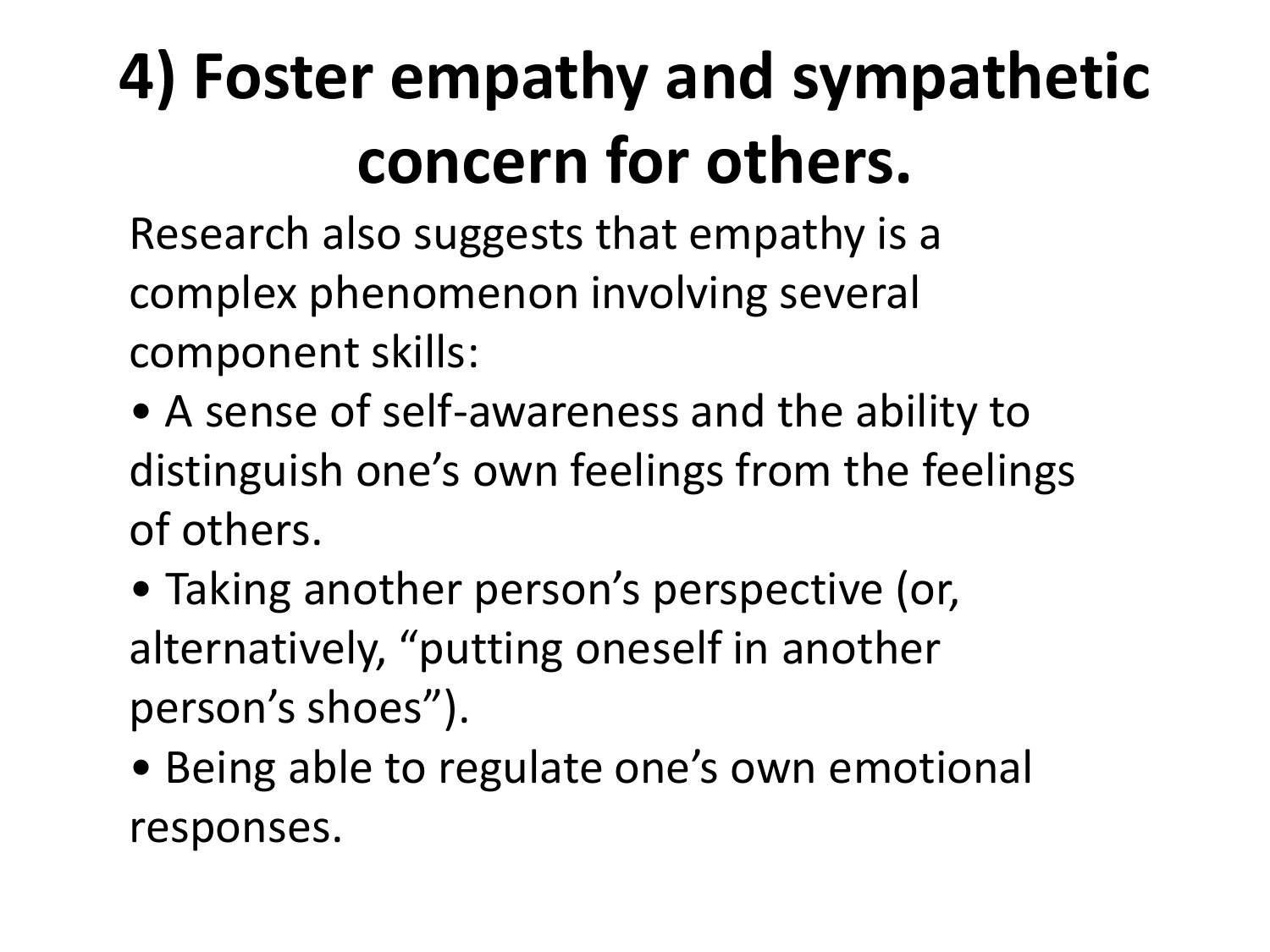# 4) Foster empathy and sympathetic concern for others.

Research also suggests that empathy is a complex phenomenon involving several component skills:

- A sense of self-awareness and the ability to distinguish one's own feelings from the feelings of others.
- Taking another person's perspective (or, alternatively, "putting oneself in another person's shoes").
- Being able to regulate one's own emotional responses.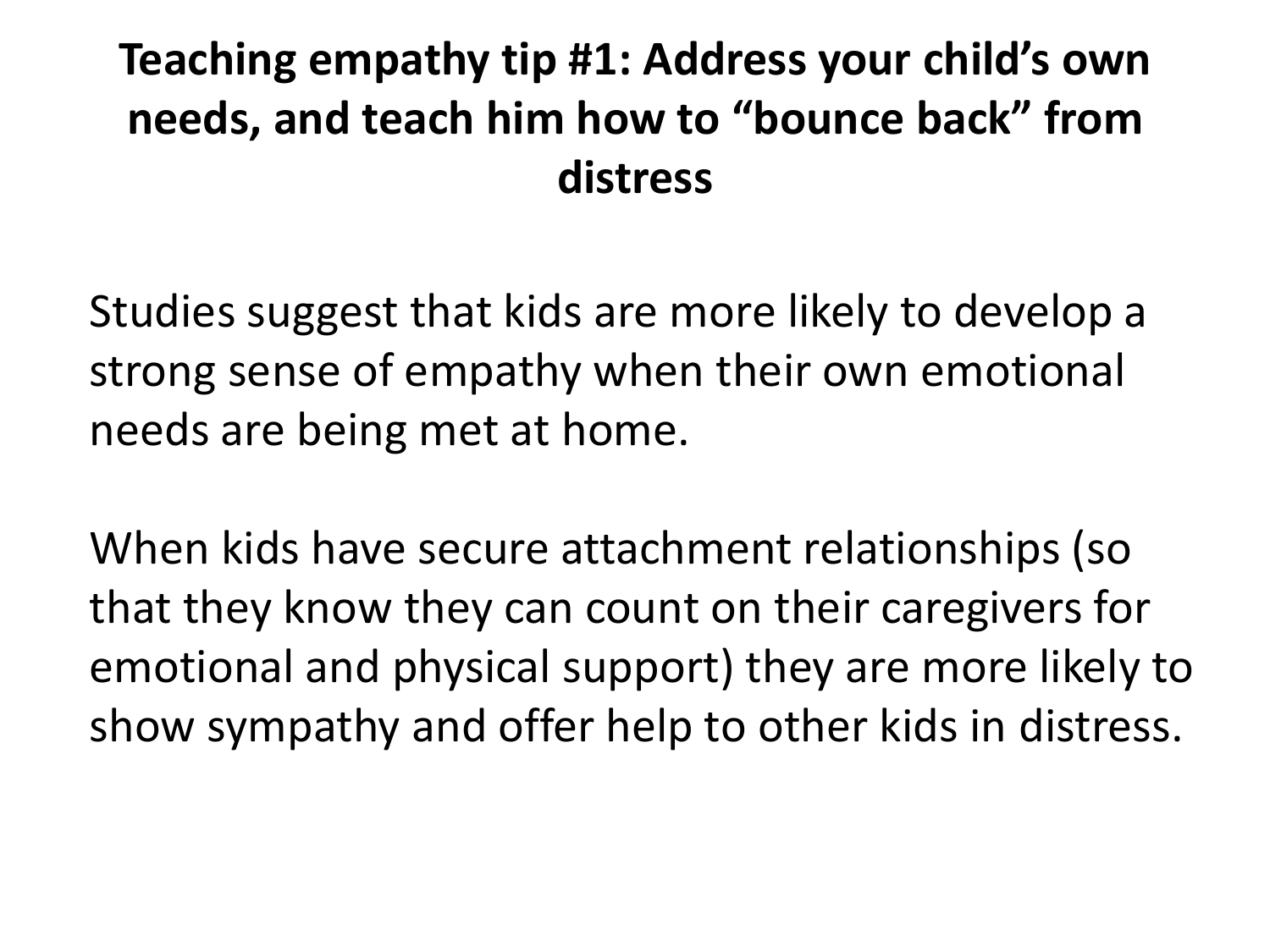# Teaching empathy tip #1: Address your child’s own needs, and teach him how to “bounce back” from distress

Studies suggest that kids are more likely to develop a strong sense of empathy when their own emotional needs are being met at home.

When kids have secure attachment relationships (so that they know they can count on their caregivers for emotional and physical support) they are more likely to show sympathy and offer help to other kids in distress.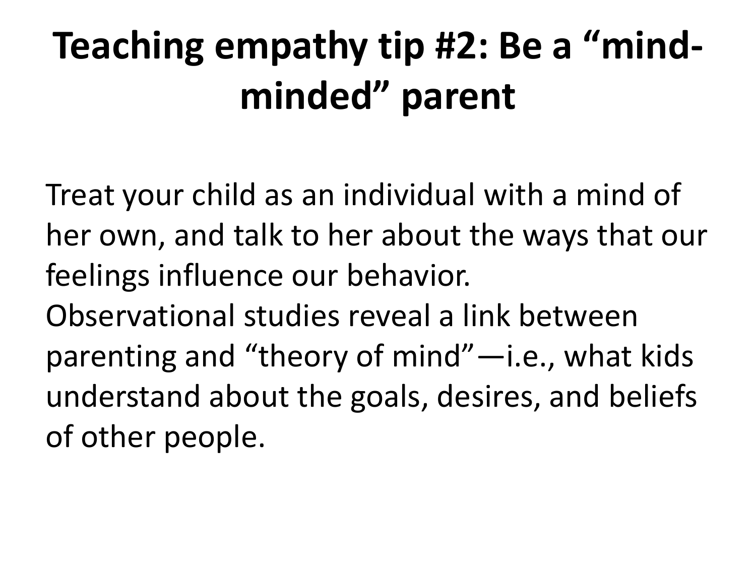# Teaching empathy tip #2: Be a "mind-minded" parent

Treat your child as an individual with a mind of her own, and talk to her about the ways that our feelings influence our behavior.
Observational studies reveal a link between parenting and "theory of mind"—i.e., what kids understand about the goals, desires, and beliefs of other people.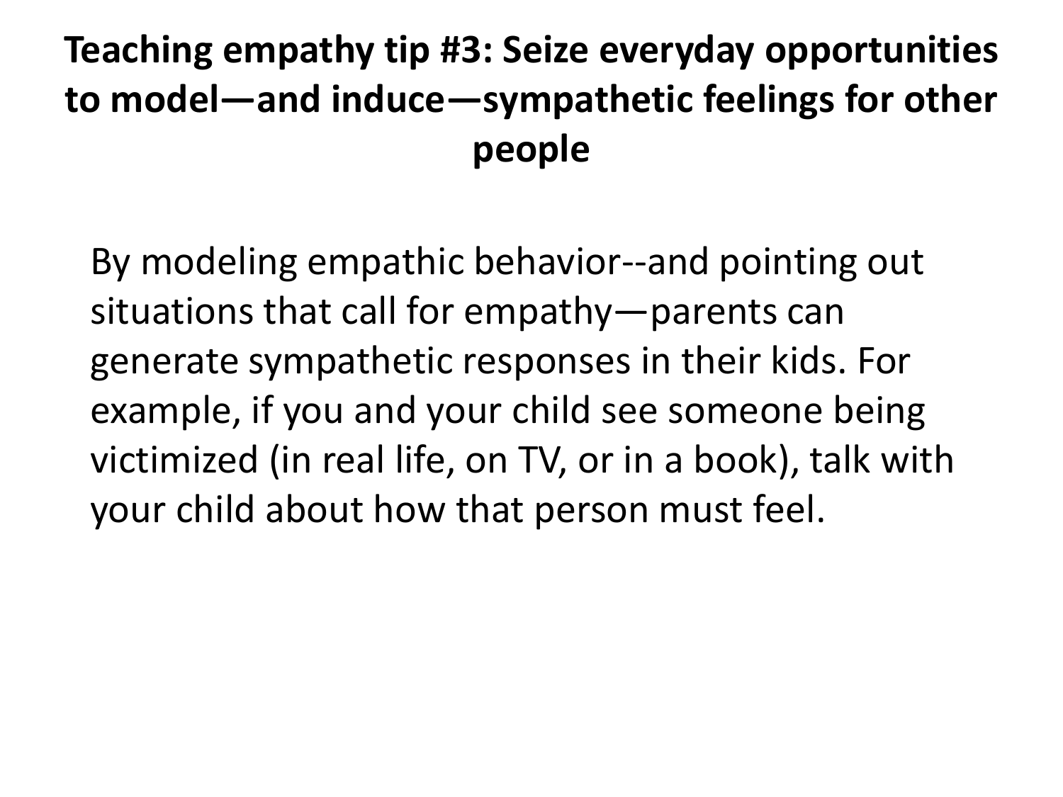# Teaching empathy tip #3: Seize everyday opportunities to model—and induce—sympathetic feelings for other people

By modeling empathic behavior--and pointing out situations that call for empathy—parents can generate sympathetic responses in their kids. For example, if you and your child see someone being victimized (in real life, on TV, or in a book), talk with your child about how that person must feel.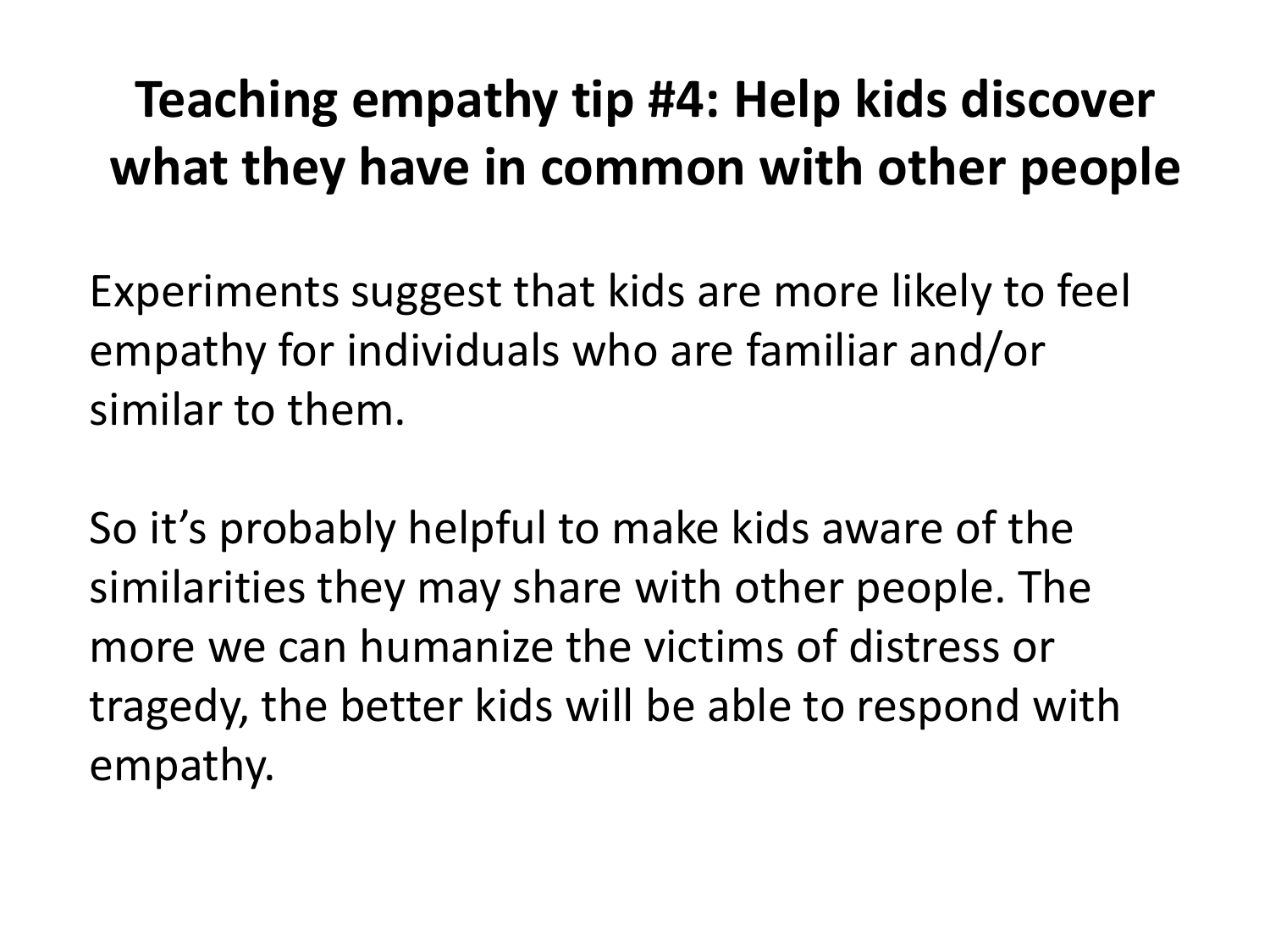# Teaching empathy tip #4: Help kids discover what they have in common with other people

Experiments suggest that kids are more likely to feel empathy for individuals who are familiar and/or similar to them.

So it's probably helpful to make kids aware of the similarities they may share with other people. The more we can humanize the victims of distress or tragedy, the better kids will be able to respond with empathy.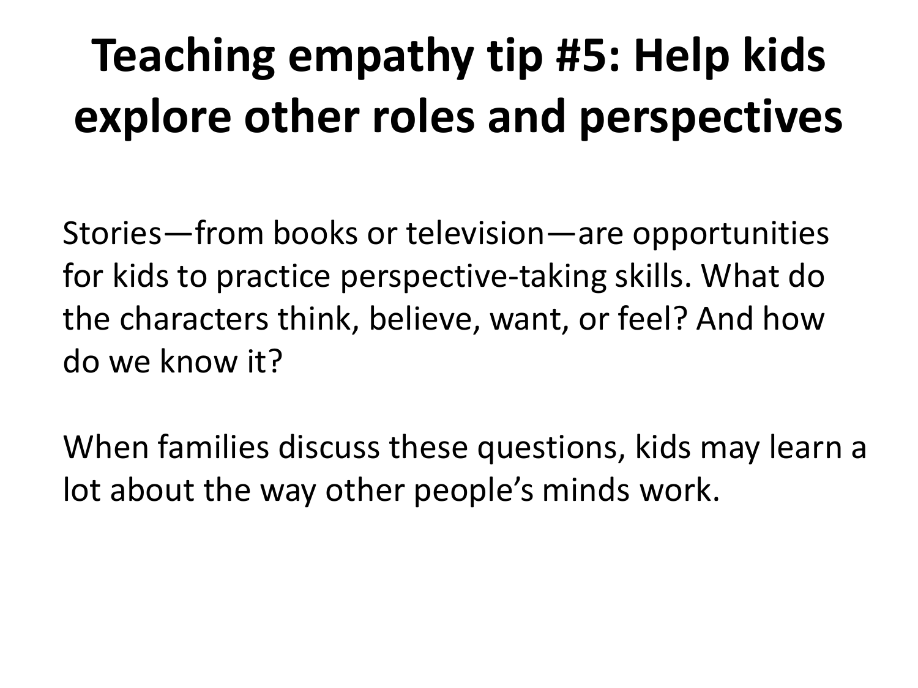# Teaching empathy tip #5: Help kids explore other roles and perspectives

Stories—from books or television—are opportunities for kids to practice perspective-taking skills. What do the characters think, believe, want, or feel? And how do we know it?

When families discuss these questions, kids may learn a lot about the way other people's minds work.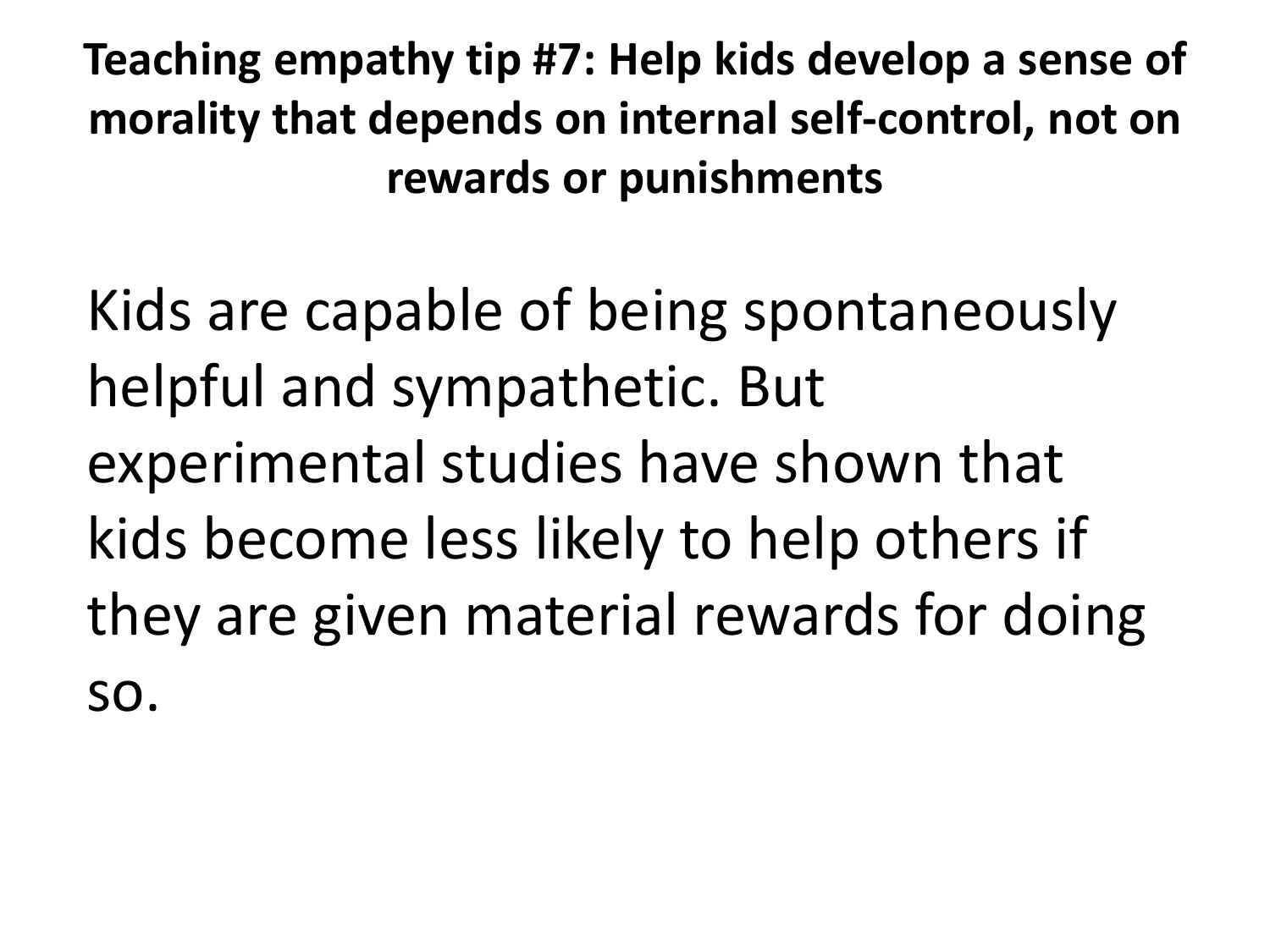## Teaching empathy tip #7: Help kids develop a sense of morality that depends on internal self-control, not on rewards or punishments

Kids are capable of being spontaneously helpful and sympathetic. But experimental studies have shown that kids become less likely to help others if they are given material rewards for doing so.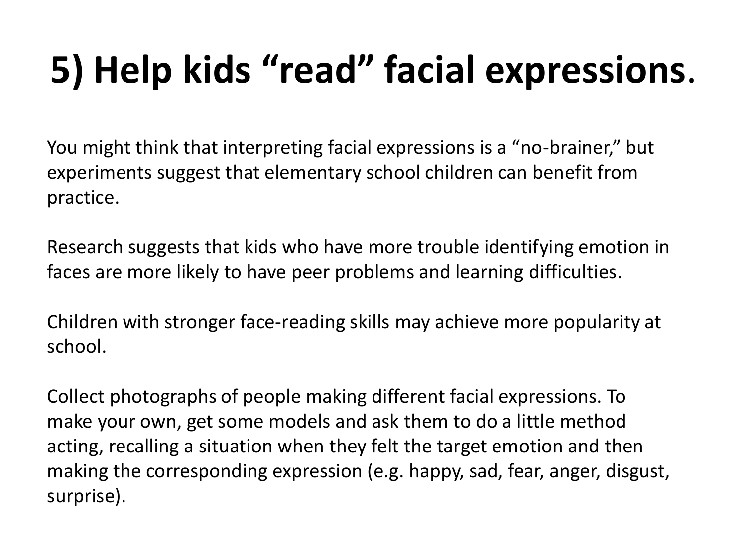# 5) Help kids "read" facial expressions.

You might think that interpreting facial expressions is a "no-brainer," but experiments suggest that elementary school children can benefit from practice.

Research suggests that kids who have more trouble identifying emotion in faces are more likely to have peer problems and learning difficulties.

Children with stronger face-reading skills may achieve more popularity at school.

Collect photographs of people making different facial expressions. To make your own, get some models and ask them to do a little method acting, recalling a situation when they felt the target emotion and then making the corresponding expression (e.g. happy, sad, fear, anger, disgust, surprise).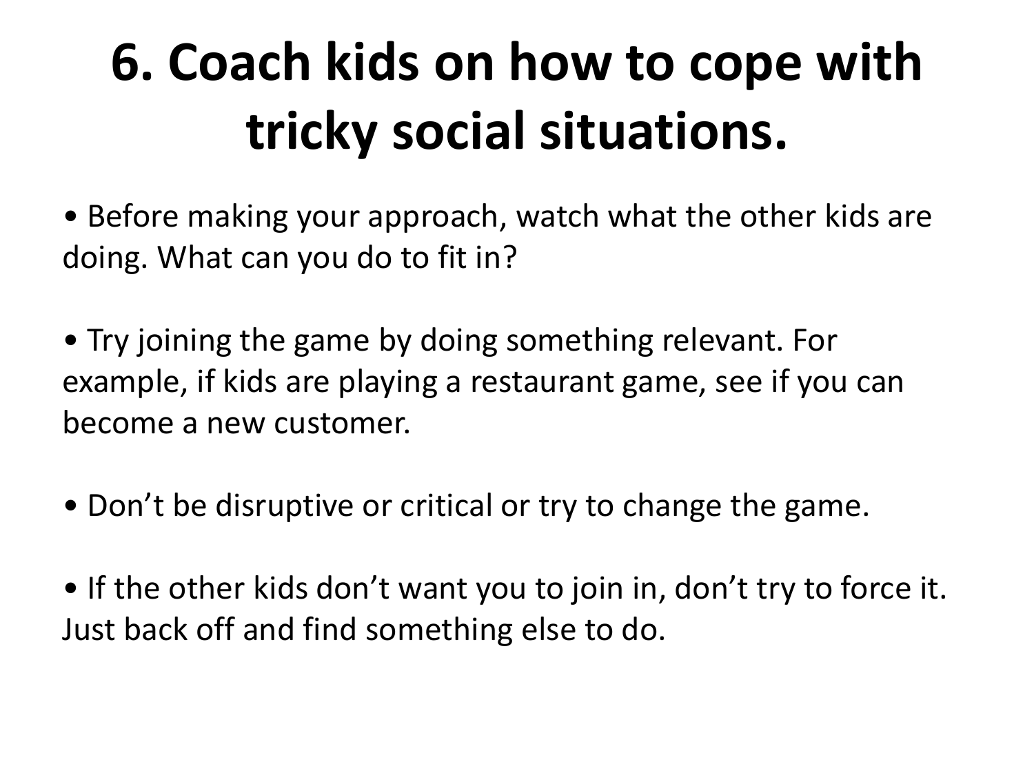# 6. Coach kids on how to cope with tricky social situations.

- Before making your approach, watch what the other kids are doing. What can you do to fit in?

- Try joining the game by doing something relevant. For example, if kids are playing a restaurant game, see if you can become a new customer.

- Don't be disruptive or critical or try to change the game.

- If the other kids don't want you to join in, don't try to force it. Just back off and find something else to do.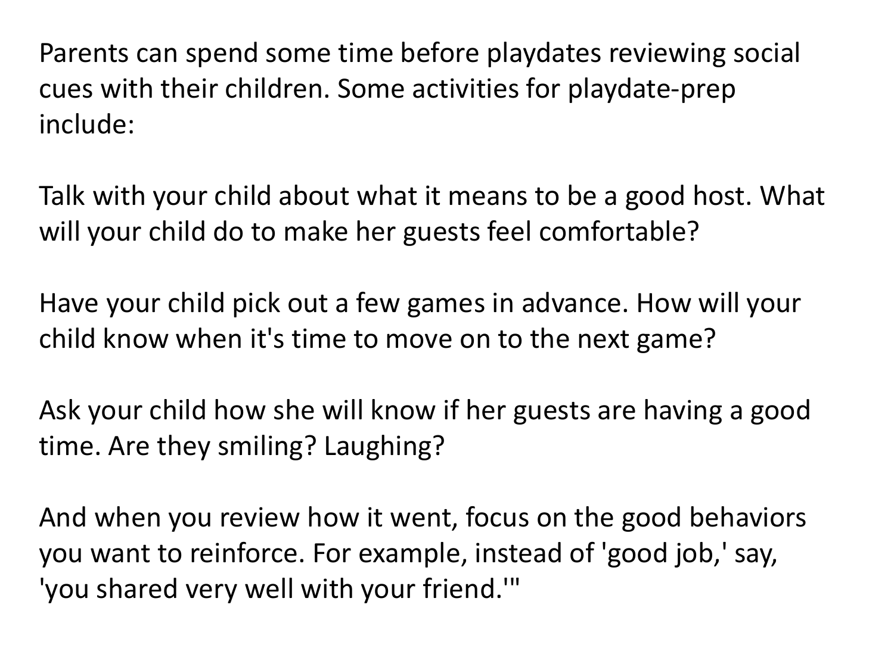Parents can spend some time before playdates reviewing social cues with their children. Some activities for playdate-prep include:

Talk with your child about what it means to be a good host. What will your child do to make her guests feel comfortable?

Have your child pick out a few games in advance. How will your child know when it's time to move on to the next game?

Ask your child how she will know if her guests are having a good time. Are they smiling? Laughing?

And when you review how it went, focus on the good behaviors you want to reinforce. For example, instead of 'good job,' say, 'you shared very well with your friend.'"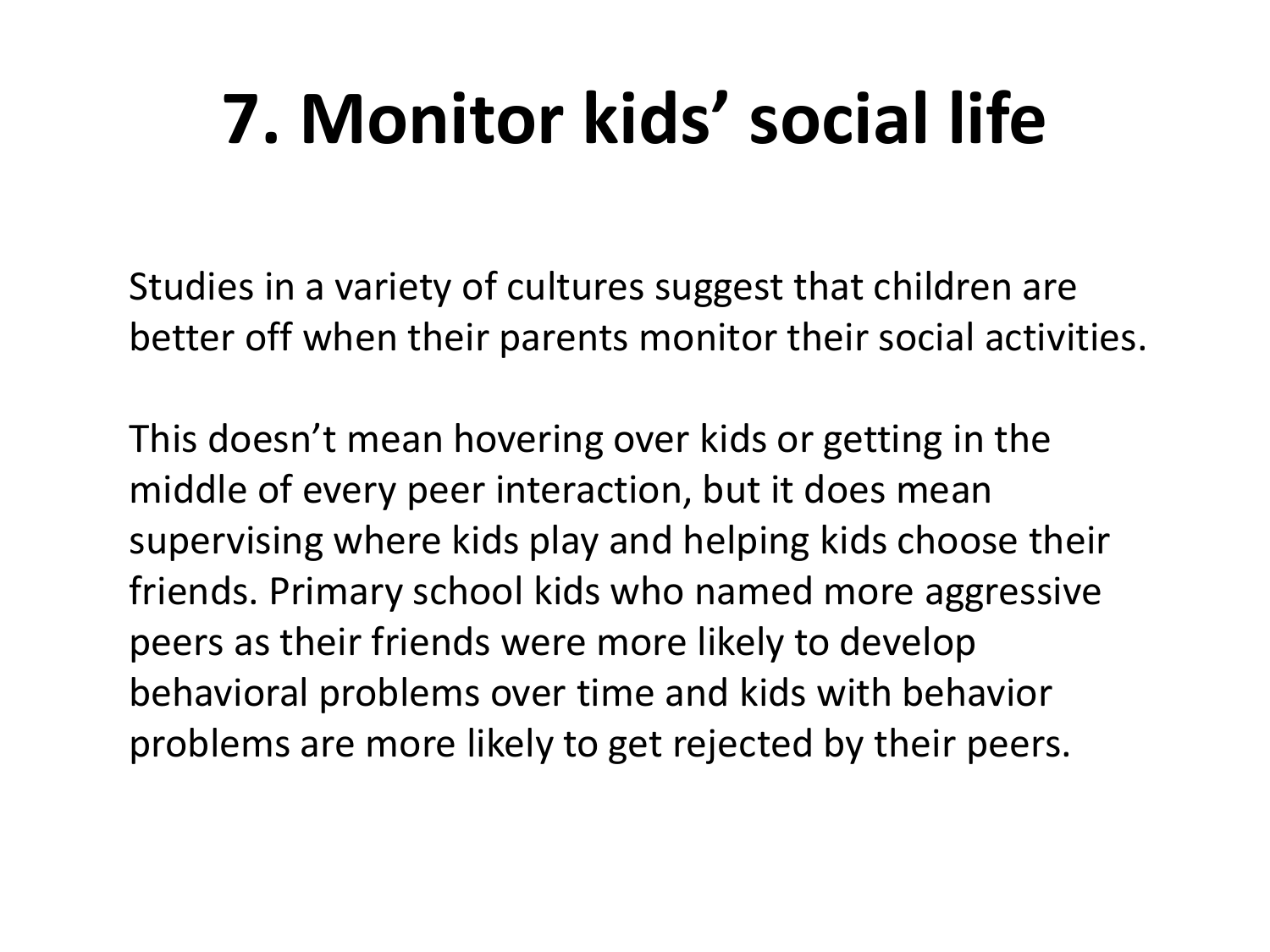# 7. Monitor kids' social life

Studies in a variety of cultures suggest that children are better off when their parents monitor their social activities.

This doesn't mean hovering over kids or getting in the middle of every peer interaction, but it does mean supervising where kids play and helping kids choose their friends. Primary school kids who named more aggressive peers as their friends were more likely to develop behavioral problems over time and kids with behavior problems are more likely to get rejected by their peers.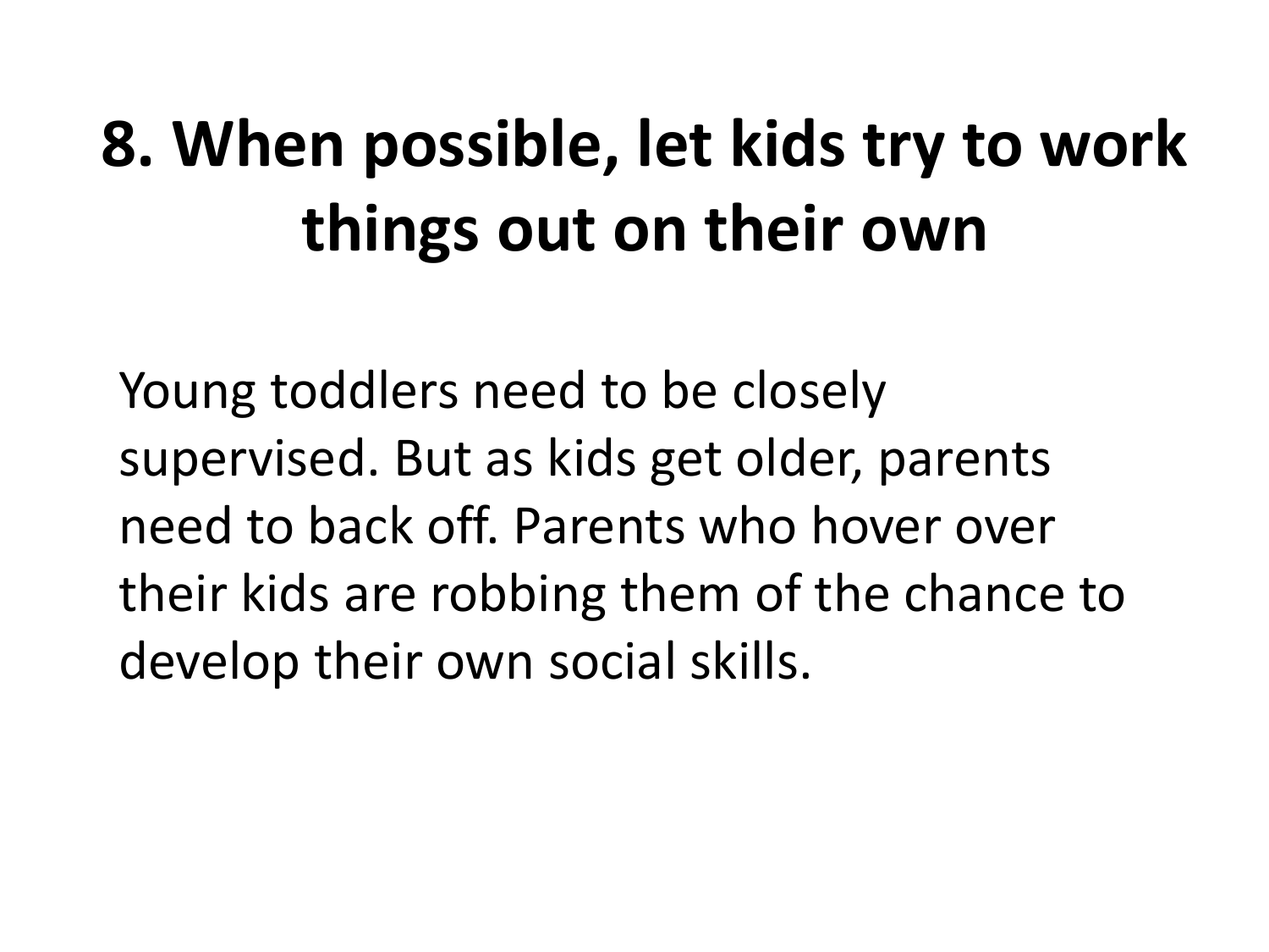# 8. When possible, let kids try to work things out on their own

Young toddlers need to be closely supervised. But as kids get older, parents need to back off. Parents who hover over their kids are robbing them of the chance to develop their own social skills.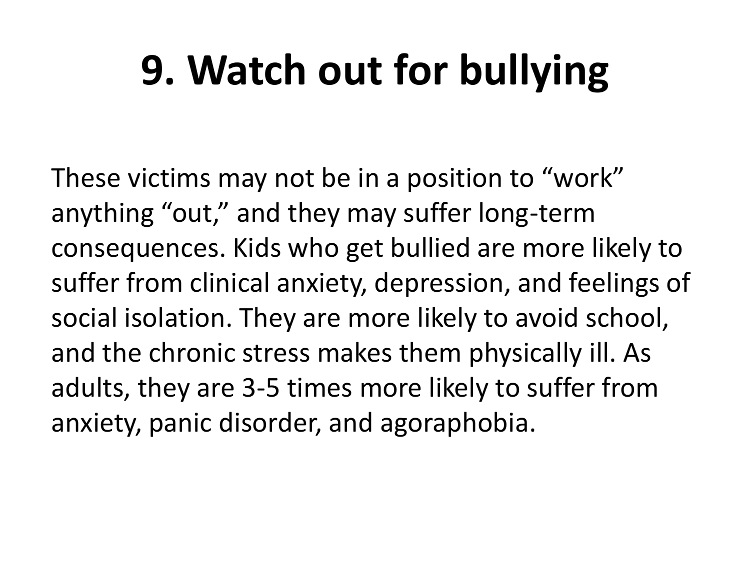# 9. Watch out for bullying

These victims may not be in a position to “work” anything “out,” and they may suffer long-term consequences. Kids who get bullied are more likely to suffer from clinical anxiety, depression, and feelings of social isolation. They are more likely to avoid school, and the chronic stress makes them physically ill. As adults, they are 3-5 times more likely to suffer from anxiety, panic disorder, and agoraphobia.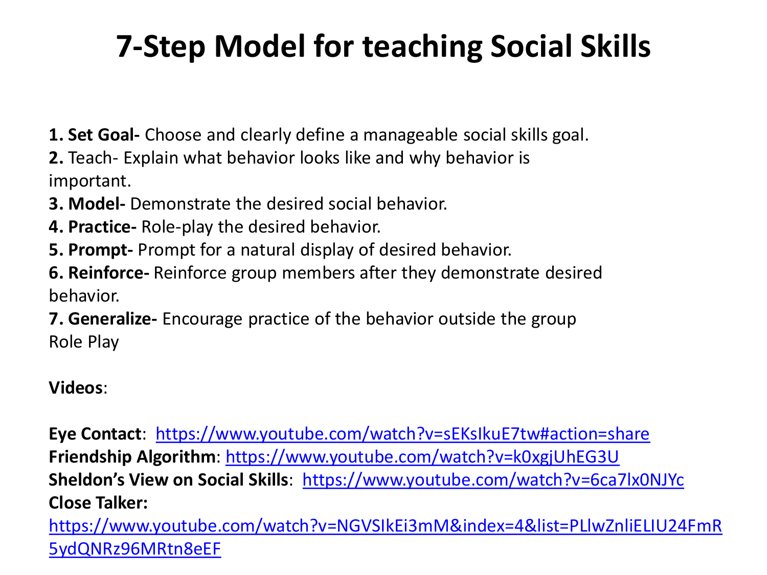# 7-Step Model for teaching Social Skills

**1. Set Goal-** Choose and clearly define a manageable social skills goal.
**2.** Teach- Explain what behavior looks like and why behavior is important.
**3. Model-** Demonstrate the desired social behavior.
**4. Practice-** Role-play the desired behavior.
**5. Prompt-** Prompt for a natural display of desired behavior.
**6. Reinforce-** Reinforce group members after they demonstrate desired behavior.
**7. Generalize-** Encourage practice of the behavior outside the group
Role Play

**Videos**:

**Eye Contact**: https://www.youtube.com/watch?v=sEKsIkuE7tw#action=share
**Friendship Algorithm**: https://www.youtube.com/watch?v=k0xgjUhEG3U
**Sheldon's View on Social Skills**: https://www.youtube.com/watch?v=6ca7lx0NJYc
**Close Talker:**
https://www.youtube.com/watch?v=NGVSIkEi3mM&index=4&list=PLlwZnliELIU24FmR5ydQNRz96MRtn8eEF